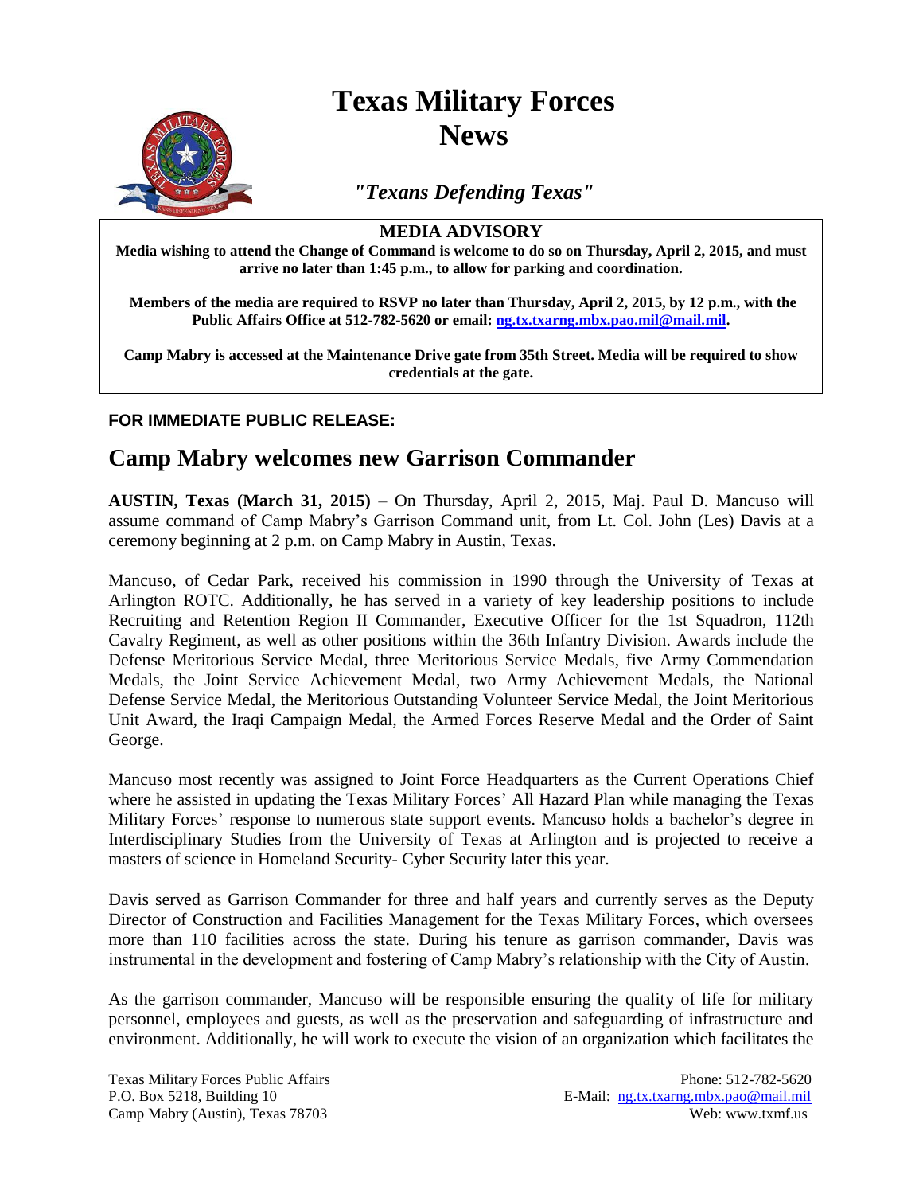# Texas Military Forces News

*"Texans Defending Texas"*

**MEDIA ADVISORY**

**Media wishing to attend the Change of Command is welcome to do so on Thursday, April 2, 2015, and must arrive no later than 1:45 p.m., to allow for parking and coordination.**

**Members of the media are required to RSVP no later than Thursday, April 2, 2015, by 12 p.m., with the Public Affairs Office at 512-782-5620 or email: ng.tx.txarng.mbx.pao.mil@mail.mil.**

**Camp Mabry is accessed at the Maintenance Drive gate from 35th Street. Media will be required to show credentials at the gate.**

**FOR IMMEDIATE PUBLIC RELEASE:**

## Camp Mabry welcomes new Garrison Commander

**AUSTIN, Texas (March 31, 2015)** – On Thursday, April 2, 2015, Maj. Paul D. Mancuso will assume command of Camp Mabry's Garrison Command unit, from Lt. Col. John (Les) Davis at a ceremony beginning at 2 p.m. on Camp Mabry in Austin, Texas.

Mancuso, of Cedar Park, received his commission in 1990 through the University of Texas at Arlington ROTC. Additionally, he has served in a variety of key leadership positions to include Recruiting and Retention Region II Commander, Executive Officer for the 1st Squadron, 112th Cavalry Regiment, as well as other positions within the 36th Infantry Division. Awards include the Defense Meritorious Service Medal, three Meritorious Service Medals, five Army Commendation Medals, the Joint Service Achievement Medal, two Army Achievement Medals, the National Defense Service Medal, the Meritorious Outstanding Volunteer Service Medal, the Joint Meritorious Unit Award, the Iraqi Campaign Medal, the Armed Forces Reserve Medal and the Order of Saint George.

Mancuso most recently was assigned to Joint Force Headquarters as the Current Operations Chief where he assisted in updating the Texas Military Forces' All Hazard Plan while managing the Texas Military Forces' response to numerous state support events. Mancuso holds a bachelor's degree in Interdisciplinary Studies from the University of Texas at Arlington and is projected to receive a masters of science in Homeland Security- Cyber Security later this year.

Davis served as Garrison Commander for three and half years and currently serves as the Deputy Director of Construction and Facilities Management for the Texas Military Forces, which oversees more than 110 facilities across the state. During his tenure as garrison commander, Davis was instrumental in the development and fostering of Camp Mabry's relationship with the City of Austin.

As the garrison commander, Mancuso will be responsible ensuring the quality of life for military personnel, employees and guests, as well as the preservation and safeguarding of infrastructure and environment. Additionally, he will work to execute the vision of an organization which facilitates the

Texas Military Forces Public Affairs
P.O. Box 5218, Building 10
Camp Mabry (Austin), Texas 78703

Phone: 512-782-5620
E-Mail: ng.tx.txarng.mbx.pao@mail.mil
Web: www.txmf.us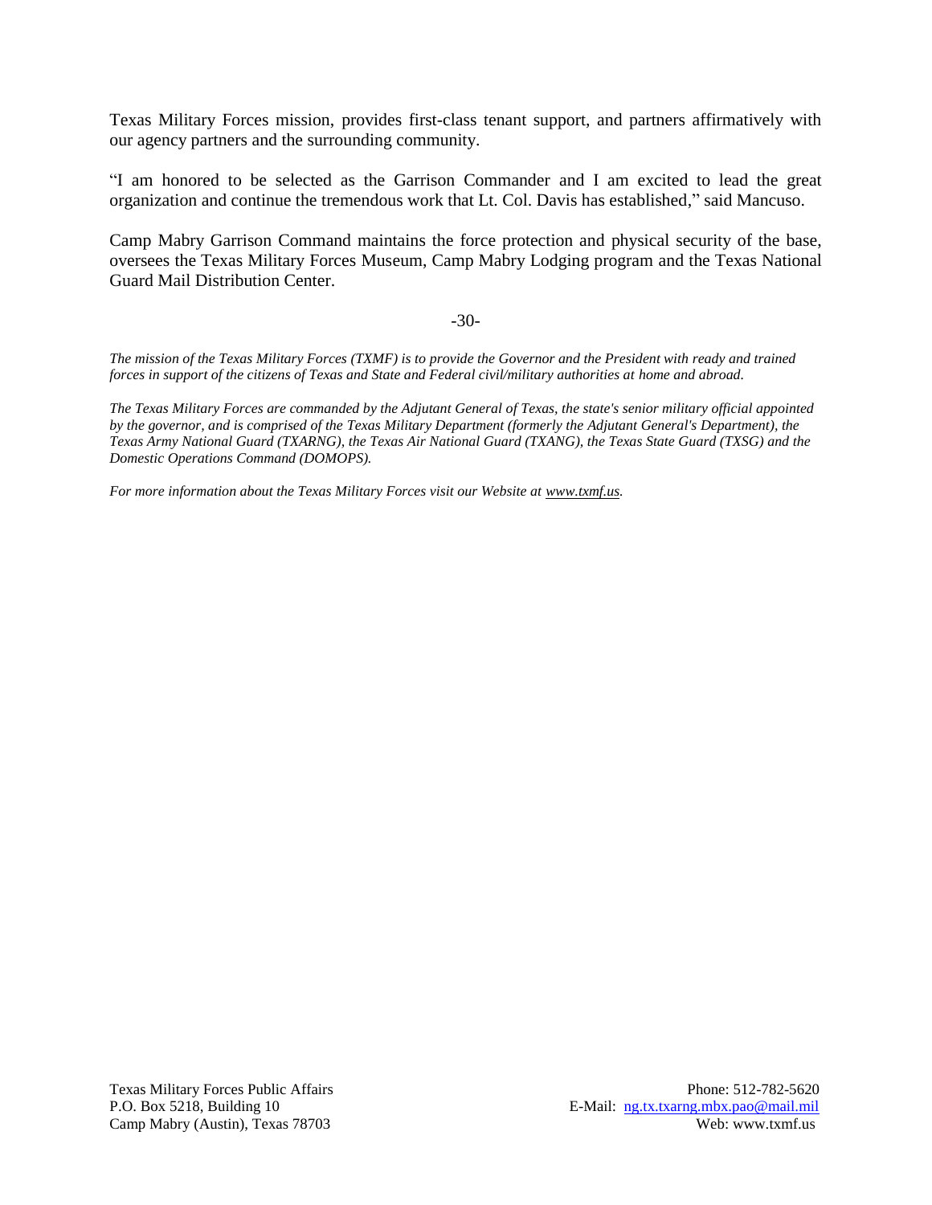Texas Military Forces mission, provides first-class tenant support, and partners affirmatively with our agency partners and the surrounding community.

"I am honored to be selected as the Garrison Commander and I am excited to lead the great organization and continue the tremendous work that Lt. Col. Davis has established," said Mancuso.

Camp Mabry Garrison Command maintains the force protection and physical security of the base, oversees the Texas Military Forces Museum, Camp Mabry Lodging program and the Texas National Guard Mail Distribution Center.

-30-

*The mission of the Texas Military Forces (TXMF) is to provide the Governor and the President with ready and trained forces in support of the citizens of Texas and State and Federal civil/military authorities at home and abroad.*

*The Texas Military Forces are commanded by the Adjutant General of Texas, the state's senior military official appointed by the governor, and is comprised of the Texas Military Department (formerly the Adjutant General's Department), the Texas Army National Guard (TXARNG), the Texas Air National Guard (TXANG), the Texas State Guard (TXSG) and the Domestic Operations Command (DOMOPS).*

*For more information about the Texas Military Forces visit our Website at www.txmf.us.*

Texas Military Forces Public Affairs
P.O. Box 5218, Building 10
Camp Mabry (Austin), Texas 78703

Phone: 512-782-5620
E-Mail: ng.tx.txarng.mbx.pao@mail.mil
Web: www.txmf.us